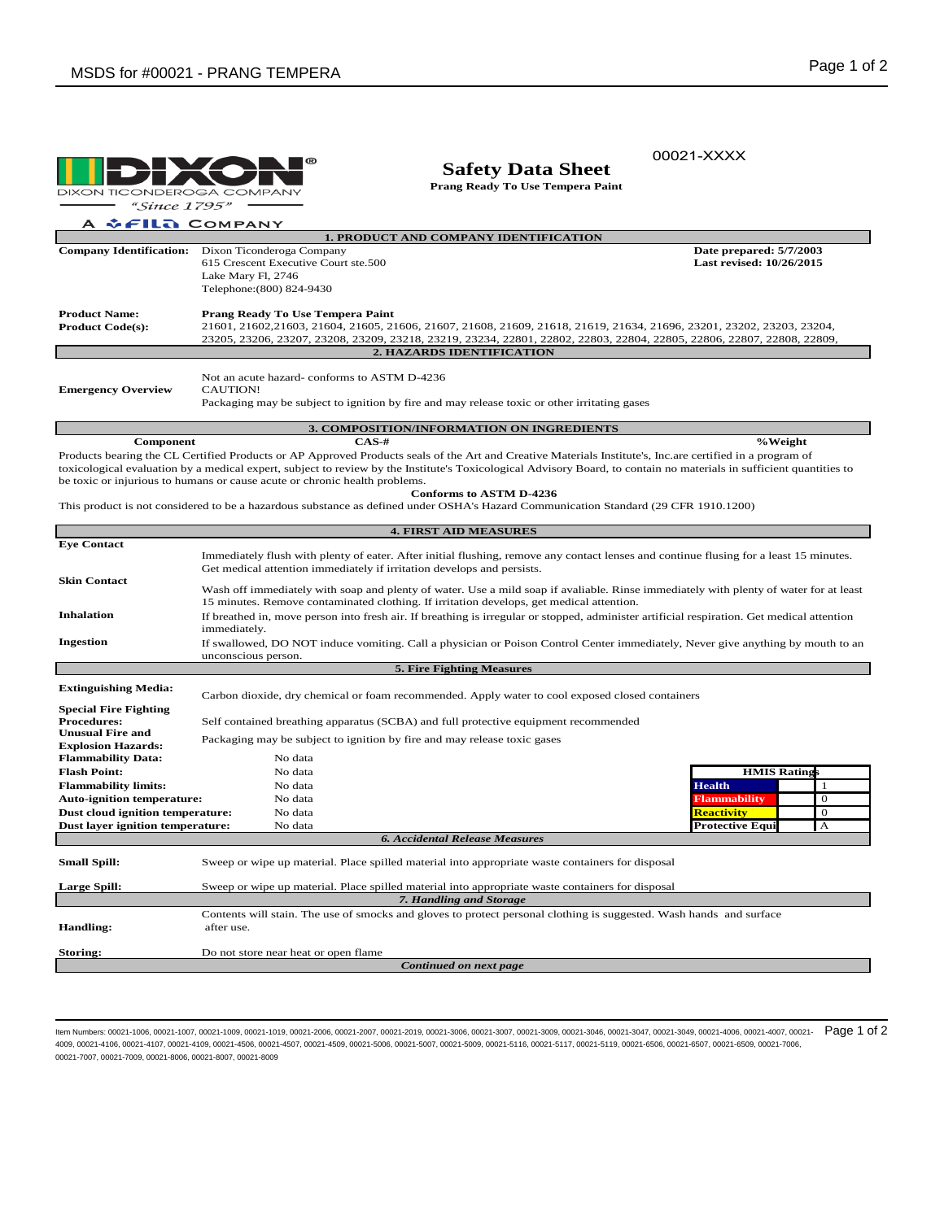00021-XXXX

DIXON TICONDEROGA COMPANY
"Since 1795"
A FILA COMPANY

# Safety Data Sheet

**Prang Ready To Use Tempera Paint**

## 1. PRODUCT AND COMPANY IDENTIFICATION

**Company Identification:** Dixon Ticonderoga Company
615 Crescent Executive Court ste.500
Lake Mary Fl, 2746
Telephone:(800) 824-9430

**Date prepared: 5/7/2003**
**Last revised: 10/26/2015**

**Product Name:** **Prang Ready To Use Tempera Paint**
**Product Code(s):** 21601, 21602,21603, 21604, 21605, 21606, 21607, 21608, 21609, 21618, 21619, 21634, 21696, 23201, 23202, 23203, 23204, 23205, 23206, 23207, 23208, 23209, 23218, 23219, 23234, 22801, 22802, 22803, 22804, 22805, 22806, 22807, 22808, 22809,

## 2. HAZARDS IDENTIFICATION

**Emergency Overview**

Not an acute hazard- conforms to ASTM D-4236
CAUTION!
Packaging may be subject to ignition by fire and may release toxic or other irritating gases

## 3. COMPOSITION/INFORMATION ON INGREDIENTS

| Component | CAS-# | %Weight |
|---|---|---|

Products bearing the CL Certified Products or AP Approved Products seals of the Art and Creative Materials Institute's, Inc.are certified in a program of toxicological evaluation by a medical expert, subject to review by the Institute's Toxicological Advisory Board, to contain no materials in sufficient quantities to be toxic or injurious to humans or cause acute or chronic health problems.

**Conforms to ASTM D-4236**

This product is not considered to be a hazardous substance as defined under OSHA's Hazard Communication Standard (29 CFR 1910.1200)

## 4. FIRST AID MEASURES

**Eye Contact**
Immediately flush with plenty of eater. After initial flushing, remove any contact lenses and continue flusing for a least 15 minutes. Get medical attention immediately if irritation develops and persists.

**Skin Contact**
Wash off immediately with soap and plenty of water. Use a mild soap if avaliable. Rinse immediately with plenty of water for at least 15 minutes. Remove contaminated clothing. If irritation develops, get medical attention.

**Inhalation**
If breathed in, move person into fresh air. If breathing is irregular or stopped, administer artificial respiration. Get medical attention immediately.

**Ingestion**
If swallowed, DO NOT induce vomiting. Call a physician or Poison Control Center immediately, Never give anything by mouth to an unconscious person.

## 5. Fire Fighting Measures

**Extinguishing Media:** Carbon dioxide, dry chemical or foam recommended. Apply water to cool exposed closed containers

**Special Fire Fighting Procedures:** Self contained breathing apparatus (SCBA) and full protective equipment recommended

**Unusual Fire and Explosion Hazards:** Packaging may be subject to ignition by fire and may release toxic gases

**Flammability Data:** No data
**Flash Point:** No data
**Flammability limits:** No data
**Auto-ignition temperature:** No data
**Dust cloud ignition temperature:** No data
**Dust layer ignition temperature:** No data

| HMIS Ratings | |
|---|---|
| Health | 1 |
| Flammability | 0 |
| Reactivity | 0 |
| Protective Equi | A |

## 6. Accidental Release Measures

**Small Spill:** Sweep or wipe up material. Place spilled material into appropriate waste containers for disposal

**Large Spill:** Sweep or wipe up material. Place spilled material into appropriate waste containers for disposal

## 7. Handling and Storage

**Handling:** Contents will stain. The use of smocks and gloves to protect personal clothing is suggested. Wash hands and surface after use.

**Storing:** Do not store near heat or open flame

*Continued on next page*

Item Numbers: 00021-1006, 00021-1007, 00021-1009, 00021-1019, 00021-2006, 00021-2007, 00021-2019, 00021-3006, 00021-3007, 00021-3009, 00021-3046, 00021-3047, 00021-3049, 00021-4006, 00021-4007, 00021-4009, 00021-4106, 00021-4107, 00021-4109, 00021-4506, 00021-4507, 00021-4509, 00021-5006, 00021-5007, 00021-5009, 00021-5116, 00021-5117, 00021-5119, 00021-6506, 00021-6507, 00021-6509, 00021-7006, 00021-7007, 00021-7009, 00021-8006, 00021-8007, 00021-8009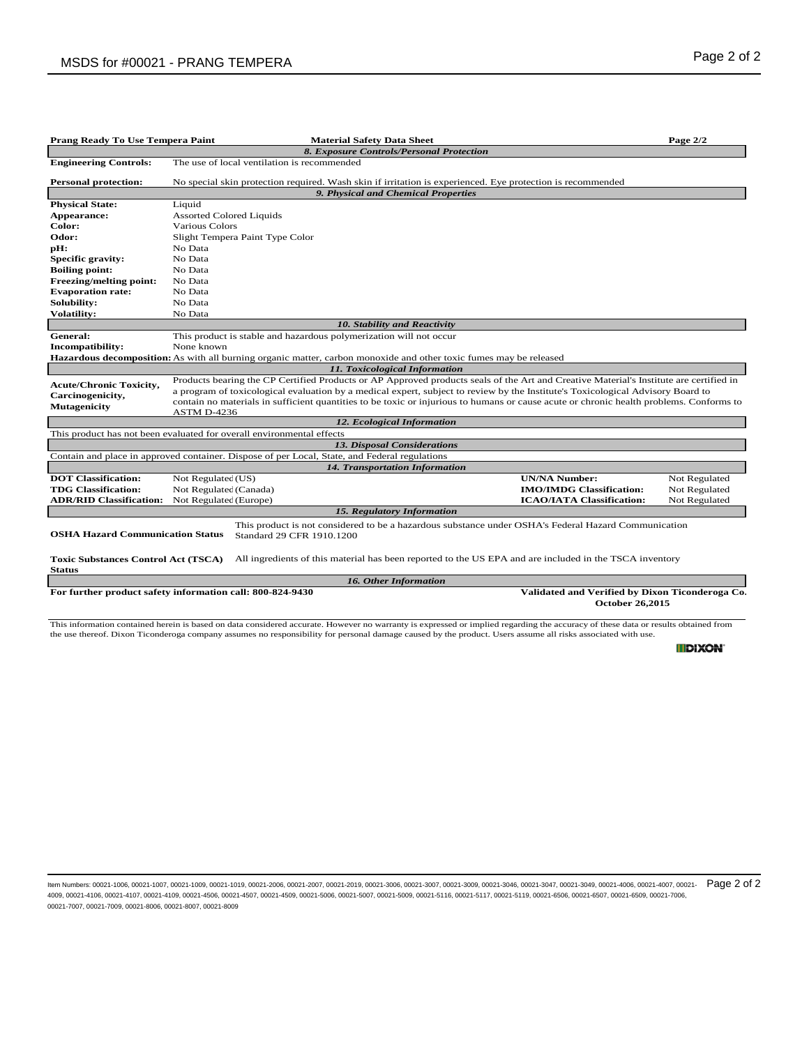**Prang Ready To Use Tempera Paint** | **Material Safety Data Sheet** | **Page 2/2**

### 8. Exposure Controls/Personal Protection

| | |
|---|---|
| **Engineering Controls:** | The use of local ventilation is recommended |
| **Personal protection:** | No special skin protection required. Wash skin if irritation is experienced. Eye protection is recommended |

### 9. Physical and Chemical Properties

| | |
|---|---|
| **Physical State:** | Liquid |
| **Appearance:** | Assorted Colored Liquids |
| **Color:** | Various Colors |
| **Odor:** | Slight Tempera Paint Type Color |
| **pH:** | No Data |
| **Specific gravity:** | No Data |
| **Boiling point:** | No Data |
| **Freezing/melting point:** | No Data |
| **Evaporation rate:** | No Data |
| **Solubility:** | No Data |
| **Volatility:** | No Data |

### 10. Stability and Reactivity

| | |
|---|---|
| **General:** | This product is stable and hazardous polymerization will not occur |
| **Incompatibility:** | None known |
| **Hazardous decomposition:** | As with all burning organic matter, carbon monoxide and other toxic fumes may be released |

### 11. Toxicological Information

| | |
|---|---|
| **Acute/Chronic Toxicity, Carcinogenicity, Mutagenicity** | Products bearing the CP Certified Products or AP Approved products seals of the Art and Creative Material's Institute are certified in a program of toxicological evaluation by a medical expert, subject to review by the Institute's Toxicological Advisory Board to contain no materials in sufficient quantities to be toxic or injurious to humans or cause acute or chronic health problems. Conforms to ASTM D-4236 |

### 12. Ecological Information

This product has not been evaluated for overall environmental effects

### 13. Disposal Considerations

Contain and place in approved container. Dispose of per Local, State, and Federal regulations

### 14. Transportation Information

| | | | |
|---|---|---|---|
| **DOT Classification:** | Not Regulated (US) | **UN/NA Number:** | Not Regulated |
| **TDG Classification:** | Not Regulated (Canada) | **IMO/IMDG Classification:** | Not Regulated |
| **ADR/RID Classification:** | Not Regulated (Europe) | **ICAO/IATA Classification:** | Not Regulated |

### 15. Regulatory Information

| | |
|---|---|
| **OSHA Hazard Communication Status** | This product is not considered to be a hazardous substance under OSHA's Federal Hazard Communication Standard 29 CFR 1910.1200 |
| **Toxic Substances Control Act (TSCA) Status** | All ingredients of this material has been reported to the US EPA and are included in the TSCA inventory |

### 16. Other Information

**For further product safety information call: 800-824-9430**

**Validated and Verified by Dixon Ticonderoga Co. October 26,2015**

This information contained herein is based on data considered accurate. However no warranty is expressed or implied regarding the accuracy of these data or results obtained from the use thereof. Dixon Ticonderoga company assumes no responsibility for personal damage caused by the product. Users assume all risks associated with use.

DIXON

Item Numbers: 00021-1006, 00021-1007, 00021-1009, 00021-1019, 00021-2006, 00021-2007, 00021-2019, 00021-3006, 00021-3007, 00021-3009, 00021-3046, 00021-3047, 00021-3049, 00021-4006, 00021-4007, 00021-4009, 00021-4106, 00021-4107, 00021-4109, 00021-4506, 00021-4507, 00021-4509, 00021-5006, 00021-5007, 00021-5009, 00021-5116, 00021-5117, 00021-5119, 00021-6506, 00021-6507, 00021-6509, 00021-7006, 00021-7007, 00021-7009, 00021-8006, 00021-8007, 00021-8009